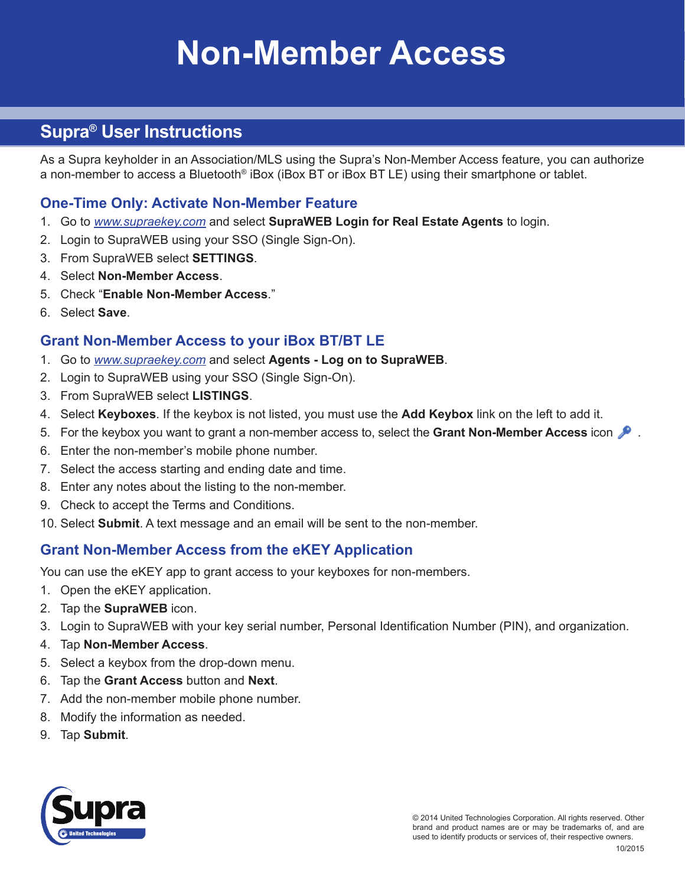# Non-Member Access

## Supra® User Instructions

As a Supra keyholder in an Association/MLS using the Supra's Non-Member Access feature, you can authorize a non-member to access a Bluetooth® iBox (iBox BT or iBox BT LE) using their smartphone or tablet.

### One-Time Only: Activate Non-Member Feature

1. Go to www.supraekey.com and select **SupraWEB Login for Real Estate Agents** to login.
2. Login to SupraWEB using your SSO (Single Sign-On).
3. From SupraWEB select **SETTINGS**.
4. Select **Non-Member Access**.
5. Check "**Enable Non-Member Access**."
6. Select **Save**.

### Grant Non-Member Access to your iBox BT/BT LE

1. Go to www.supraekey.com and select **Agents - Log on to SupraWEB**.
2. Login to SupraWEB using your SSO (Single Sign-On).
3. From SupraWEB select **LISTINGS**.
4. Select **Keyboxes**. If the keybox is not listed, you must use the **Add Keybox** link on the left to add it.
5. For the keybox you want to grant a non-member access to, select the **Grant Non-Member Access** icon .
6. Enter the non-member's mobile phone number.
7. Select the access starting and ending date and time.
8. Enter any notes about the listing to the non-member.
9. Check to accept the Terms and Conditions.
10. Select **Submit**. A text message and an email will be sent to the non-member.

### Grant Non-Member Access from the eKEY Application

You can use the eKEY app to grant access to your keyboxes for non-members.

1. Open the eKEY application.
2. Tap the **SupraWEB** icon.
3. Login to SupraWEB with your key serial number, Personal Identification Number (PIN), and organization.
4. Tap **Non-Member Access**.
5. Select a keybox from the drop-down menu.
6. Tap the **Grant Access** button and **Next**.
7. Add the non-member mobile phone number.
8. Modify the information as needed.
9. Tap **Submit**.

© 2014 United Technologies Corporation. All rights reserved. Other brand and product names are or may be trademarks of, and are used to identify products or services of, their respective owners.

10/2015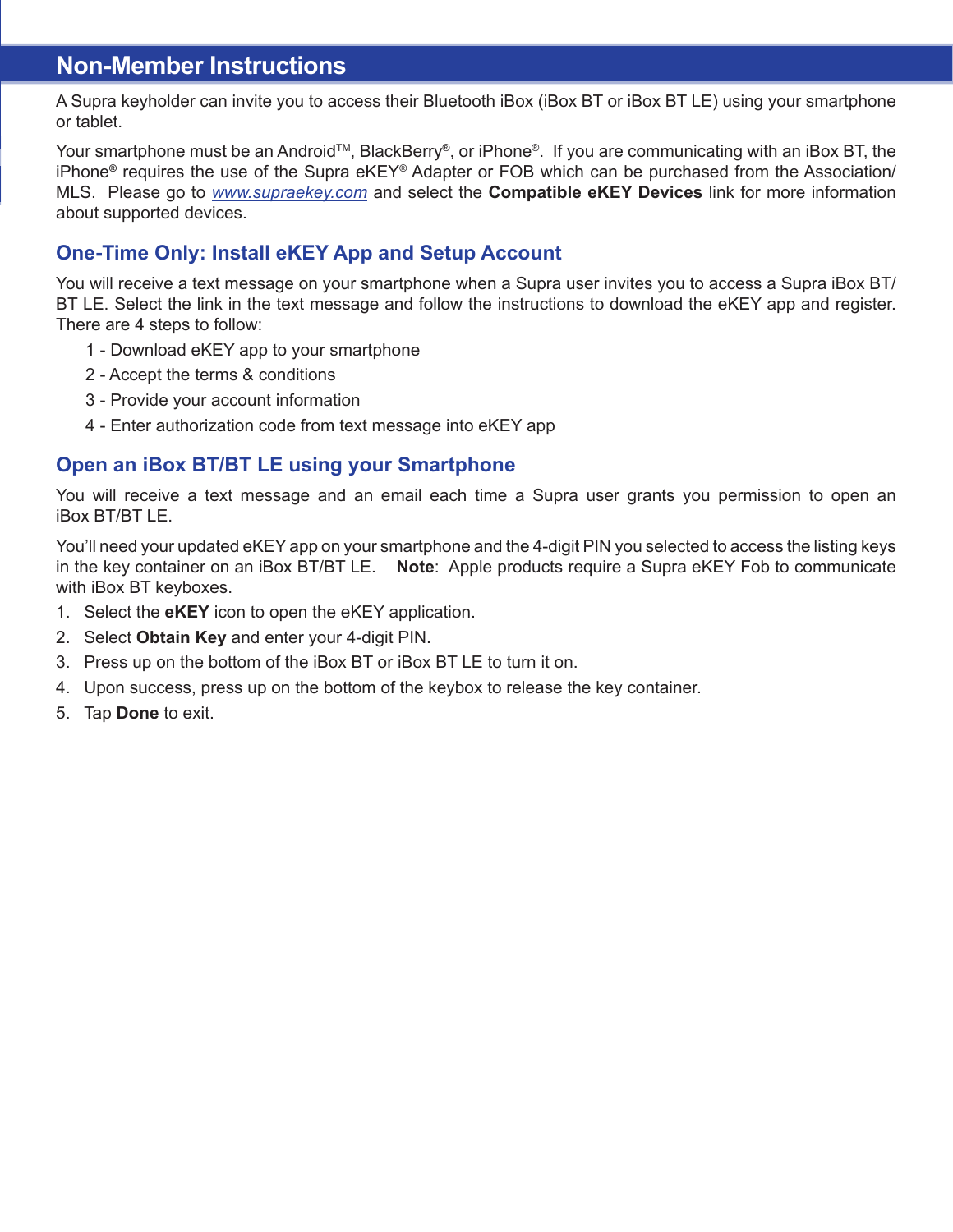## Non-Member Instructions

A Supra keyholder can invite you to access their Bluetooth iBox (iBox BT or iBox BT LE) using your smartphone or tablet.

Your smartphone must be an Android™, BlackBerry®, or iPhone®. If you are communicating with an iBox BT, the iPhone® requires the use of the Supra eKEY® Adapter or FOB which can be purchased from the Association/ MLS. Please go to *www.supraekey.com* and select the **Compatible eKEY Devices** link for more information about supported devices.

### One-Time Only: Install eKEY App and Setup Account

You will receive a text message on your smartphone when a Supra user invites you to access a Supra iBox BT/ BT LE. Select the link in the text message and follow the instructions to download the eKEY app and register. There are 4 steps to follow:

1 - Download eKEY app to your smartphone

2 - Accept the terms & conditions

3 - Provide your account information

4 - Enter authorization code from text message into eKEY app

### Open an iBox BT/BT LE using your Smartphone

You will receive a text message and an email each time a Supra user grants you permission to open an iBox BT/BT LE.

You'll need your updated eKEY app on your smartphone and the 4-digit PIN you selected to access the listing keys in the key container on an iBox BT/BT LE. **Note**: Apple products require a Supra eKEY Fob to communicate with iBox BT keyboxes.

1. Select the **eKEY** icon to open the eKEY application.
2. Select **Obtain Key** and enter your 4-digit PIN.
3. Press up on the bottom of the iBox BT or iBox BT LE to turn it on.
4. Upon success, press up on the bottom of the keybox to release the key container.
5. Tap **Done** to exit.